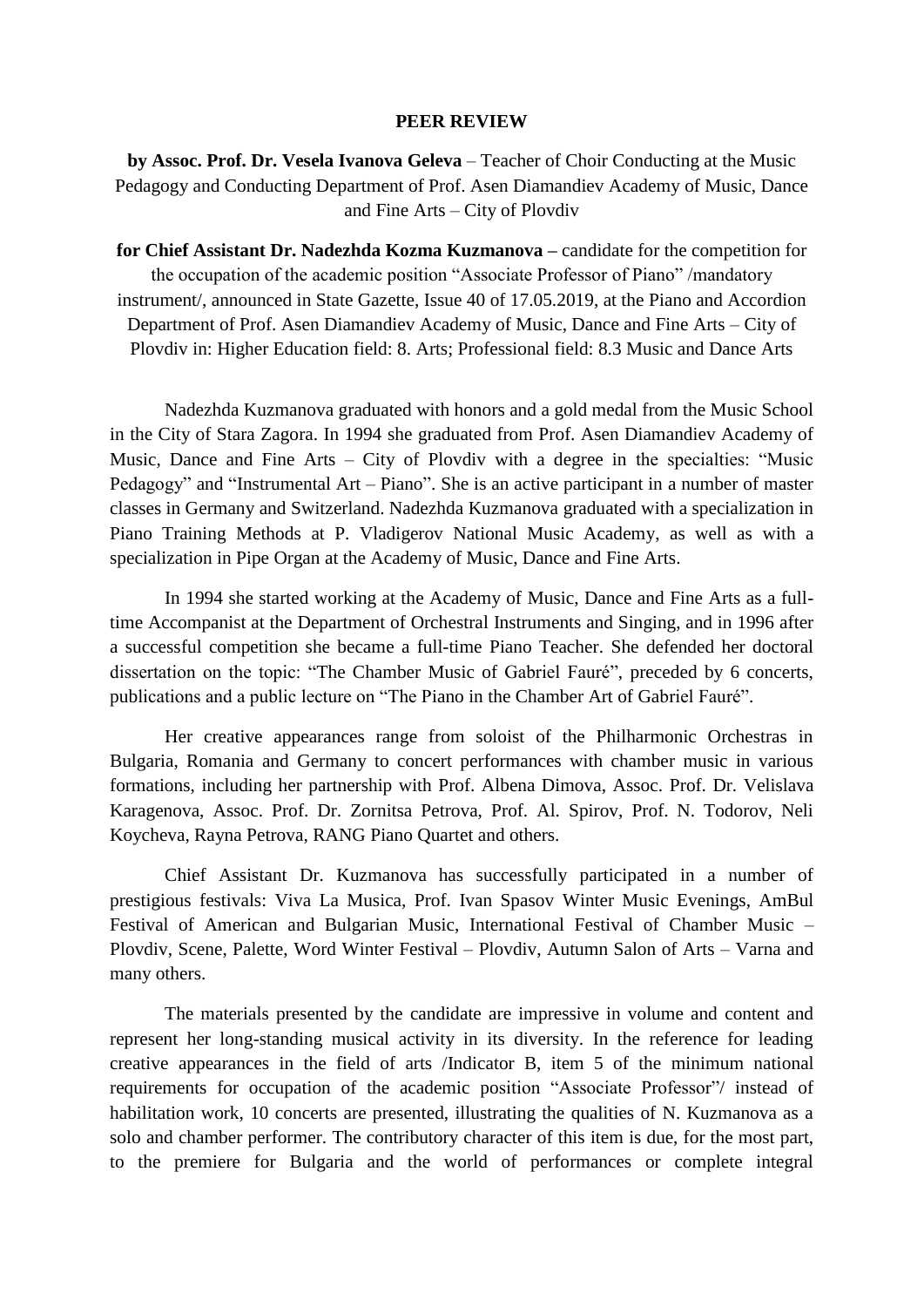**PEER REVIEW**

**by Assoc. Prof. Dr. Vesela Ivanova Geleva** – Teacher of Choir Conducting at the Music Pedagogy and Conducting Department of Prof. Asen Diamandiev Academy of Music, Dance and Fine Arts – City of Plovdiv

**for Chief Assistant Dr. Nadezhda Kozma Kuzmanova –** candidate for the competition for the occupation of the academic position "Associate Professor of Piano" /mandatory instrument/, announced in State Gazette, Issue 40 of 17.05.2019, at the Piano and Accordion Department of Prof. Asen Diamandiev Academy of Music, Dance and Fine Arts – City of Plovdiv in: Higher Education field: 8. Arts; Professional field: 8.3 Music and Dance Arts

Nadezhda Kuzmanova graduated with honors and a gold medal from the Music School in the City of Stara Zagora. In 1994 she graduated from Prof. Asen Diamandiev Academy of Music, Dance and Fine Arts – City of Plovdiv with a degree in the specialties: "Music Pedagogy" and "Instrumental Art – Piano". She is an active participant in a number of master classes in Germany and Switzerland. Nadezhda Kuzmanova graduated with a specialization in Piano Training Methods at P. Vladigerov National Music Academy, as well as with a specialization in Pipe Organ at the Academy of Music, Dance and Fine Arts.

In 1994 she started working at the Academy of Music, Dance and Fine Arts as a full-time Accompanist at the Department of Orchestral Instruments and Singing, and in 1996 after a successful competition she became a full-time Piano Teacher. She defended her doctoral dissertation on the topic: "The Chamber Music of Gabriel Fauré", preceded by 6 concerts, publications and a public lecture on "The Piano in the Chamber Art of Gabriel Fauré".

Her creative appearances range from soloist of the Philharmonic Orchestras in Bulgaria, Romania and Germany to concert performances with chamber music in various formations, including her partnership with Prof. Albena Dimova, Assoc. Prof. Dr. Velislava Karagenova, Assoc. Prof. Dr. Zornitsa Petrova, Prof. Al. Spirov, Prof. N. Todorov, Neli Koycheva, Rayna Petrova, RANG Piano Quartet and others.

Chief Assistant Dr. Kuzmanova has successfully participated in a number of prestigious festivals: Viva La Musica, Prof. Ivan Spasov Winter Music Evenings, AmBul Festival of American and Bulgarian Music, International Festival of Chamber Music – Plovdiv, Scene, Palette, Word Winter Festival – Plovdiv, Autumn Salon of Arts – Varna and many others.

The materials presented by the candidate are impressive in volume and content and represent her long-standing musical activity in its diversity. In the reference for leading creative appearances in the field of arts /Indicator B, item 5 of the minimum national requirements for occupation of the academic position "Associate Professor"/ instead of habilitation work, 10 concerts are presented, illustrating the qualities of N. Kuzmanova as a solo and chamber performer. The contributory character of this item is due, for the most part, to the premiere for Bulgaria and the world of performances or complete integral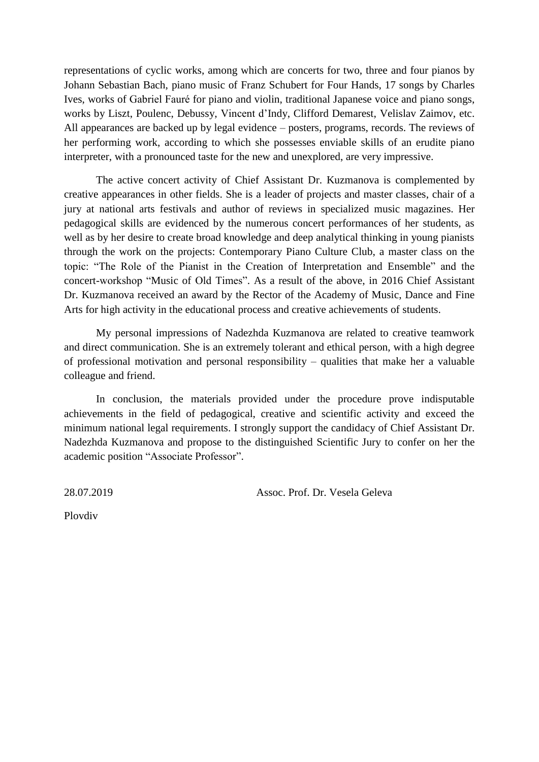representations of cyclic works, among which are concerts for two, three and four pianos by Johann Sebastian Bach, piano music of Franz Schubert for Four Hands, 17 songs by Charles Ives, works of Gabriel Fauré for piano and violin, traditional Japanese voice and piano songs, works by Liszt, Poulenc, Debussy, Vincent d'Indy, Clifford Demarest, Velislav Zaimov, etc. All appearances are backed up by legal evidence – posters, programs, records. The reviews of her performing work, according to which she possesses enviable skills of an erudite piano interpreter, with a pronounced taste for the new and unexplored, are very impressive.

The active concert activity of Chief Assistant Dr. Kuzmanova is complemented by creative appearances in other fields. She is a leader of projects and master classes, chair of a jury at national arts festivals and author of reviews in specialized music magazines. Her pedagogical skills are evidenced by the numerous concert performances of her students, as well as by her desire to create broad knowledge and deep analytical thinking in young pianists through the work on the projects: Contemporary Piano Culture Club, a master class on the topic: "The Role of the Pianist in the Creation of Interpretation and Ensemble" and the concert-workshop "Music of Old Times". As a result of the above, in 2016 Chief Assistant Dr. Kuzmanova received an award by the Rector of the Academy of Music, Dance and Fine Arts for high activity in the educational process and creative achievements of students.

My personal impressions of Nadezhda Kuzmanova are related to creative teamwork and direct communication. She is an extremely tolerant and ethical person, with a high degree of professional motivation and personal responsibility – qualities that make her a valuable colleague and friend.

In conclusion, the materials provided under the procedure prove indisputable achievements in the field of pedagogical, creative and scientific activity and exceed the minimum national legal requirements. I strongly support the candidacy of Chief Assistant Dr. Nadezhda Kuzmanova and propose to the distinguished Scientific Jury to confer on her the academic position "Associate Professor".

28.07.2019 Assoc. Prof. Dr. Vesela Geleva

Plovdiv